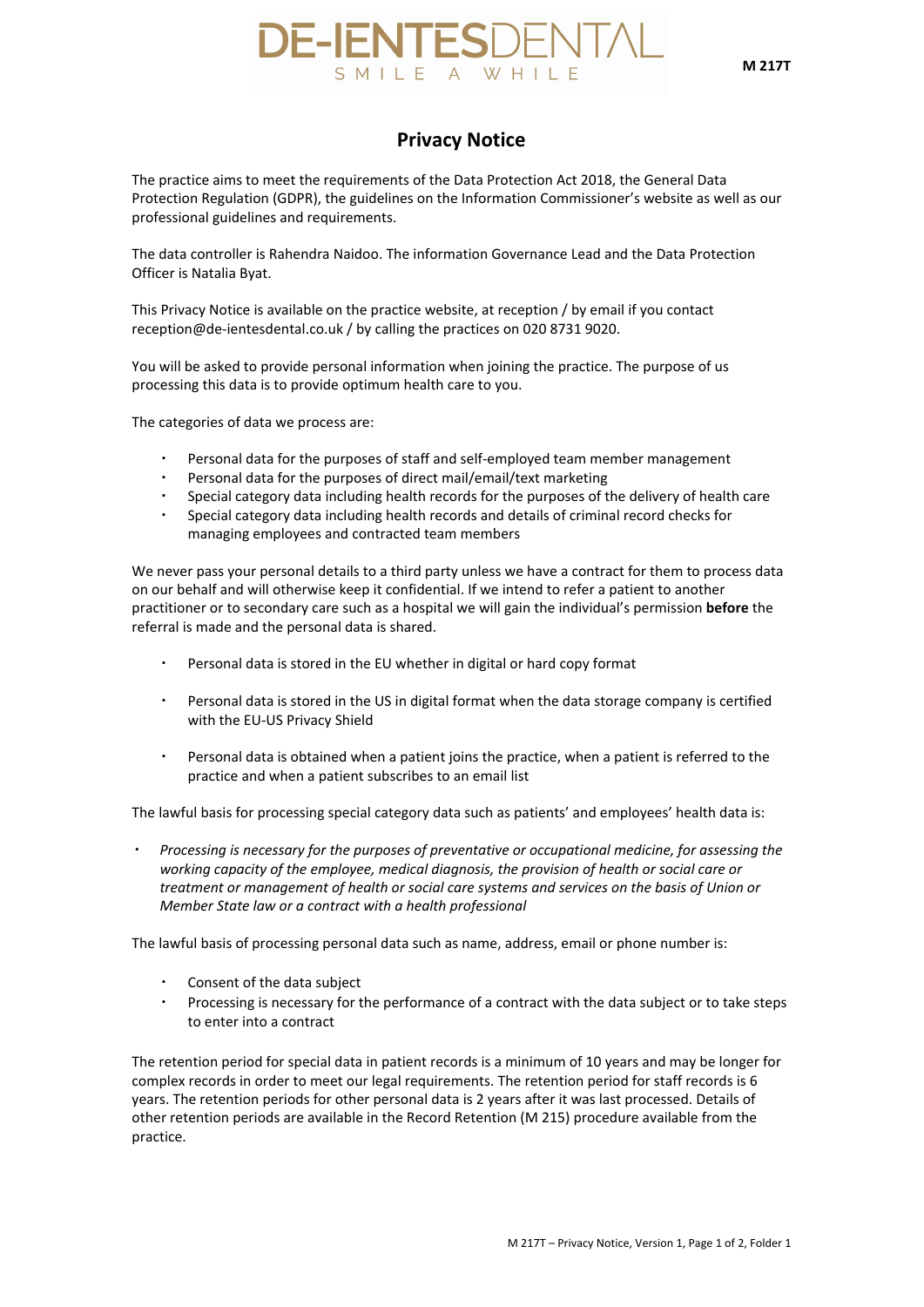DE-IENTESDENTAL
SMILE A WHILE

M 217T

# Privacy Notice

The practice aims to meet the requirements of the Data Protection Act 2018, the General Data Protection Regulation (GDPR), the guidelines on the Information Commissioner's website as well as our professional guidelines and requirements.

The data controller is Rahendra Naidoo. The information Governance Lead and the Data Protection Officer is Natalia Byat.

This Privacy Notice is available on the practice website, at reception / by email if you contact reception@de-ientesdental.co.uk / by calling the practices on 020 8731 9020.

You will be asked to provide personal information when joining the practice. The purpose of us processing this data is to provide optimum health care to you.

The categories of data we process are:

- Personal data for the purposes of staff and self-employed team member management
- Personal data for the purposes of direct mail/email/text marketing
- Special category data including health records for the purposes of the delivery of health care
- Special category data including health records and details of criminal record checks for managing employees and contracted team members

We never pass your personal details to a third party unless we have a contract for them to process data on our behalf and will otherwise keep it confidential. If we intend to refer a patient to another practitioner or to secondary care such as a hospital we will gain the individual's permission **before** the referral is made and the personal data is shared.

- Personal data is stored in the EU whether in digital or hard copy format
- Personal data is stored in the US in digital format when the data storage company is certified with the EU-US Privacy Shield
- Personal data is obtained when a patient joins the practice, when a patient is referred to the practice and when a patient subscribes to an email list

The lawful basis for processing special category data such as patients' and employees' health data is:

- *Processing is necessary for the purposes of preventative or occupational medicine, for assessing the working capacity of the employee, medical diagnosis, the provision of health or social care or treatment or management of health or social care systems and services on the basis of Union or Member State law or a contract with a health professional*

The lawful basis of processing personal data such as name, address, email or phone number is:

- Consent of the data subject
- Processing is necessary for the performance of a contract with the data subject or to take steps to enter into a contract

The retention period for special data in patient records is a minimum of 10 years and may be longer for complex records in order to meet our legal requirements. The retention period for staff records is 6 years. The retention periods for other personal data is 2 years after it was last processed. Details of other retention periods are available in the Record Retention (M 215) procedure available from the practice.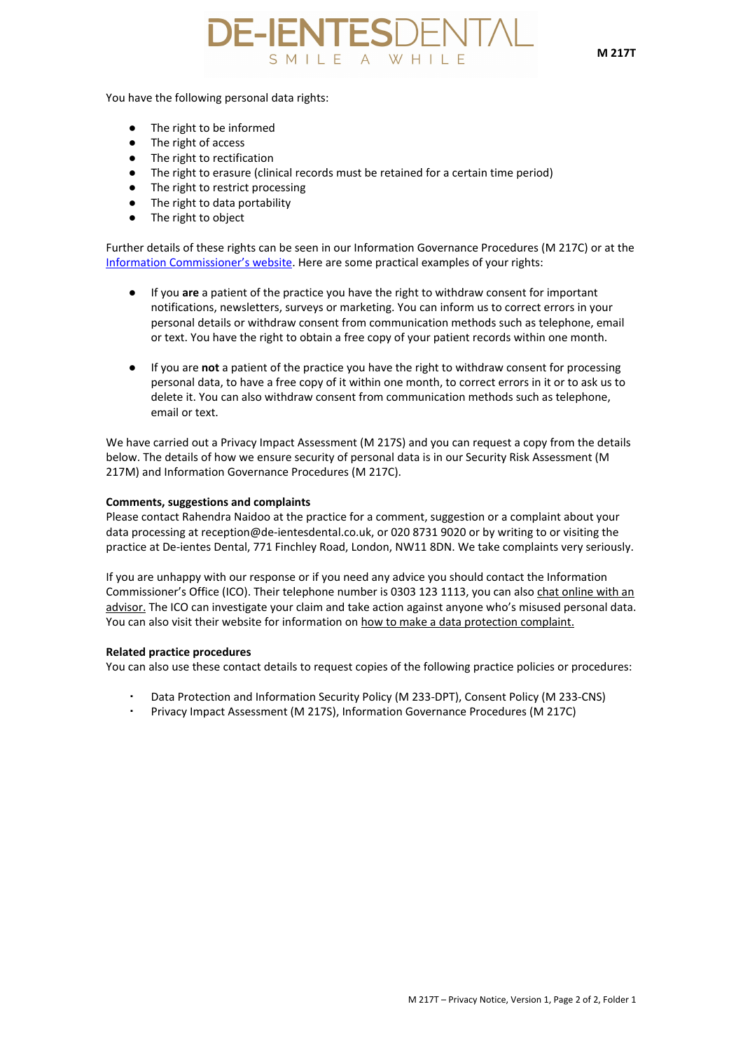You have the following personal data rights:

- The right to be informed
- The right of access
- The right to rectification
- The right to erasure (clinical records must be retained for a certain time period)
- The right to restrict processing
- The right to data portability
- The right to object

Further details of these rights can be seen in our Information Governance Procedures (M 217C) or at the Information Commissioner's website. Here are some practical examples of your rights:

- If you **are** a patient of the practice you have the right to withdraw consent for important notifications, newsletters, surveys or marketing. You can inform us to correct errors in your personal details or withdraw consent from communication methods such as telephone, email or text. You have the right to obtain a free copy of your patient records within one month.

- If you are **not** a patient of the practice you have the right to withdraw consent for processing personal data, to have a free copy of it within one month, to correct errors in it or to ask us to delete it. You can also withdraw consent from communication methods such as telephone, email or text.

We have carried out a Privacy Impact Assessment (M 217S) and you can request a copy from the details below. The details of how we ensure security of personal data is in our Security Risk Assessment (M 217M) and Information Governance Procedures (M 217C).

**Comments, suggestions and complaints**
Please contact Rahendra Naidoo at the practice for a comment, suggestion or a complaint about your data processing at reception@de-ientesdental.co.uk, or 020 8731 9020 or by writing to or visiting the practice at De-ientes Dental, 771 Finchley Road, London, NW11 8DN. We take complaints very seriously.

If you are unhappy with our response or if you need any advice you should contact the Information Commissioner's Office (ICO). Their telephone number is 0303 123 1113, you can also chat online with an advisor. The ICO can investigate your claim and take action against anyone who's misused personal data. You can also visit their website for information on how to make a data protection complaint.

**Related practice procedures**
You can also use these contact details to request copies of the following practice policies or procedures:

- Data Protection and Information Security Policy (M 233-DPT), Consent Policy (M 233-CNS)
- Privacy Impact Assessment (M 217S), Information Governance Procedures (M 217C)